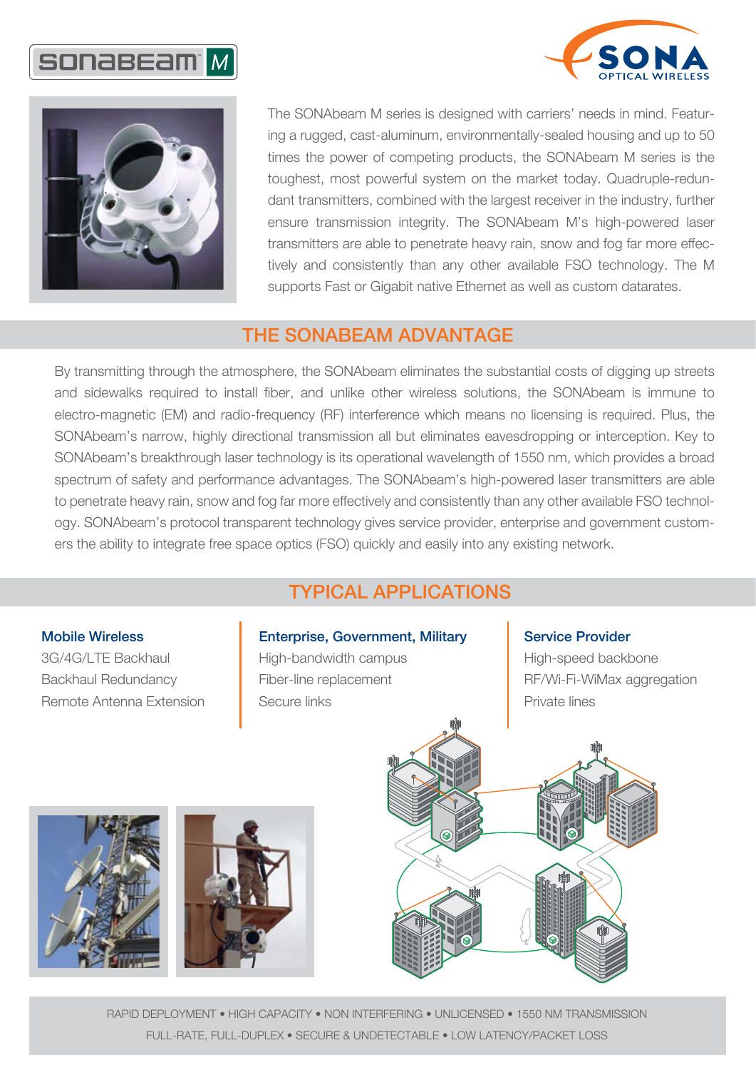SONAbeam M

SONA OPTICAL WIRELESS

The SONAbeam M series is designed with carriers' needs in mind. Featuring a rugged, cast-aluminum, environmentally-sealed housing and up to 50 times the power of competing products, the SONAbeam M series is the toughest, most powerful system on the market today. Quadruple-redundant transmitters, combined with the largest receiver in the industry, further ensure transmission integrity. The SONAbeam M's high-powered laser transmitters are able to penetrate heavy rain, snow and fog far more effectively and consistently than any other available FSO technology. The M supports Fast or Gigabit native Ethernet as well as custom datarates.

## THE SONABEAM ADVANTAGE

By transmitting through the atmosphere, the SONAbeam eliminates the substantial costs of digging up streets and sidewalks required to install fiber, and unlike other wireless solutions, the SONAbeam is immune to electro-magnetic (EM) and radio-frequency (RF) interference which means no licensing is required. Plus, the SONAbeam's narrow, highly directional transmission all but eliminates eavesdropping or interception. Key to SONAbeam's breakthrough laser technology is its operational wavelength of 1550 nm, which provides a broad spectrum of safety and performance advantages. The SONAbeam's high-powered laser transmitters are able to penetrate heavy rain, snow and fog far more effectively and consistently than any other available FSO technology. SONAbeam's protocol transparent technology gives service provider, enterprise and government customers the ability to integrate free space optics (FSO) quickly and easily into any existing network.

## TYPICAL APPLICATIONS

**Mobile Wireless**

- 3G/4G/LTE Backhaul
- Backhaul Redundancy
- Remote Antenna Extension

**Enterprise, Government, Military**

- High-bandwidth campus
- Fiber-line replacement
- Secure links

**Service Provider**

- High-speed backbone
- RF/Wi-Fi-WiMax aggregation
- Private lines

RAPID DEPLOYMENT • HIGH CAPACITY • NON INTERFERING • UNLICENSED • 1550 NM TRANSMISSION
FULL-RATE, FULL-DUPLEX • SECURE & UNDETECTABLE • LOW LATENCY/PACKET LOSS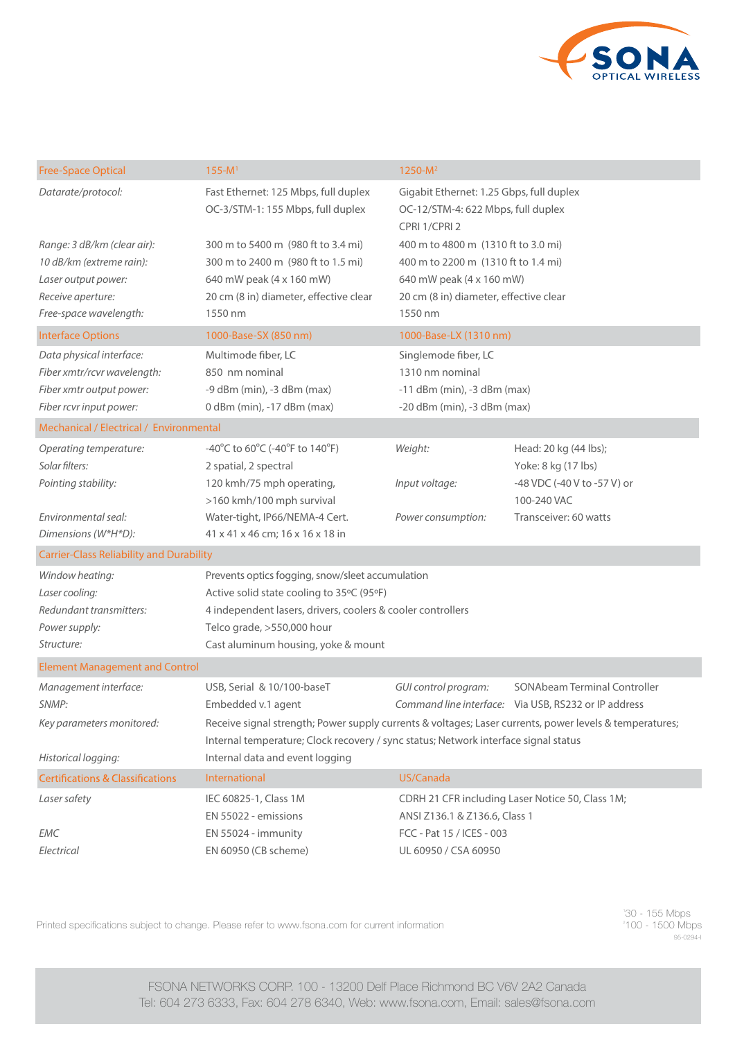SONA OPTICAL WIRELESS

| Free-Space Optical | 155-M[1] | 1250-M[2] | |
|---|---|---|---|
| *Datarate/protocol:* | Fast Ethernet: 125 Mbps, full duplex<br>OC-3/STM-1: 155 Mbps, full duplex | Gigabit Ethernet: 1.25 Gbps, full duplex<br>OC-12/STM-4: 622 Mbps, full duplex<br>CPRI 1/CPRI 2 | |
| *Range: 3 dB/km (clear air):* | 300 m to 5400 m (980 ft to 3.4 mi) | 400 m to 4800 m (1310 ft to 3.0 mi) | |
| *10 dB/km (extreme rain):* | 300 m to 2400 m (980 ft to 1.5 mi) | 400 m to 2200 m (1310 ft to 1.4 mi) | |
| *Laser output power:* | 640 mW peak (4 x 160 mW) | 640 mW peak (4 x 160 mW) | |
| *Receive aperture:* | 20 cm (8 in) diameter, effective clear | 20 cm (8 in) diameter, effective clear | |
| *Free-space wavelength:* | 1550 nm | 1550 nm | |
| **Interface Options** | **1000-Base-SX (850 nm)** | **1000-Base-LX (1310 nm)** | |
| *Data physical interface:* | Multimode fiber, LC | Singlemode fiber, LC | |
| *Fiber xmtr/rcvr wavelength:* | 850 nm nominal | 1310 nm nominal | |
| *Fiber xmtr output power:* | -9 dBm (min), -3 dBm (max) | -11 dBm (min), -3 dBm (max) | |
| *Fiber rcvr input power:* | 0 dBm (min), -17 dBm (max) | -20 dBm (min), -3 dBm (max) | |
| **Mechanical / Electrical / Environmental** | | | |
| *Operating temperature:* | -40°C to 60°C (-40°F to 140°F) | *Weight:* | Head: 20 kg (44 lbs); |
| *Solar filters:* | 2 spatial, 2 spectral | | Yoke: 8 kg (17 lbs) |
| *Pointing stability:* | 120 kmh/75 mph operating,<br>>160 kmh/100 mph survival | *Input voltage:* | -48 VDC (-40 V to -57 V) or<br>100-240 VAC |
| *Environmental seal:* | Water-tight, IP66/NEMA-4 Cert. | *Power consumption:* | Transceiver: 60 watts |
| *Dimensions (W\*H\*D):* | 41 x 41 x 46 cm; 16 x 16 x 18 in | | |
| **Carrier-Class Reliability and Durability** | | | |
| *Window heating:* | Prevents optics fogging, snow/sleet accumulation | | |
| *Laser cooling:* | Active solid state cooling to 35ºC (95ºF) | | |
| *Redundant transmitters:* | 4 independent lasers, drivers, coolers & cooler controllers | | |
| *Power supply:* | Telco grade, >550,000 hour | | |
| *Structure:* | Cast aluminum housing, yoke & mount | | |
| **Element Management and Control** | | | |
| *Management interface:* | USB, Serial & 10/100-baseT | *GUI control program:* | SONAbeam Terminal Controller |
| *SNMP:* | Embedded v.1 agent | *Command line interface:* | Via USB, RS232 or IP address |
| *Key parameters monitored:* | Receive signal strength; Power supply currents & voltages; Laser currents, power levels & temperatures; Internal temperature; Clock recovery / sync status; Network interface signal status | | |
| *Historical logging:* | Internal data and event logging | | |
| **Certifications & Classifications** | **International** | **US/Canada** | |
| *Laser safety* | IEC 60825-1, Class 1M<br>EN 55022 - emissions | CDRH 21 CFR including Laser Notice 50, Class 1M;<br>ANSI Z136.1 & Z136.6, Class 1 | |
| *EMC* | EN 55024 - immunity | FCC - Pat 15 / ICES - 003 | |
| *Electrical* | EN 60950 (CB scheme) | UL 60950 / CSA 60950 | |

Printed specifications subject to change. Please refer to www.fsona.com for current information

[1] 30 - 155 Mbps
[2] 100 - 1500 Mbps

95-0294-I

FSONA NETWORKS CORP. 100 - 13200 Delf Place Richmond BC V6V 2A2 Canada
Tel: 604 273 6333, Fax: 604 278 6340, Web: www.fsona.com, Email: sales@fsona.com